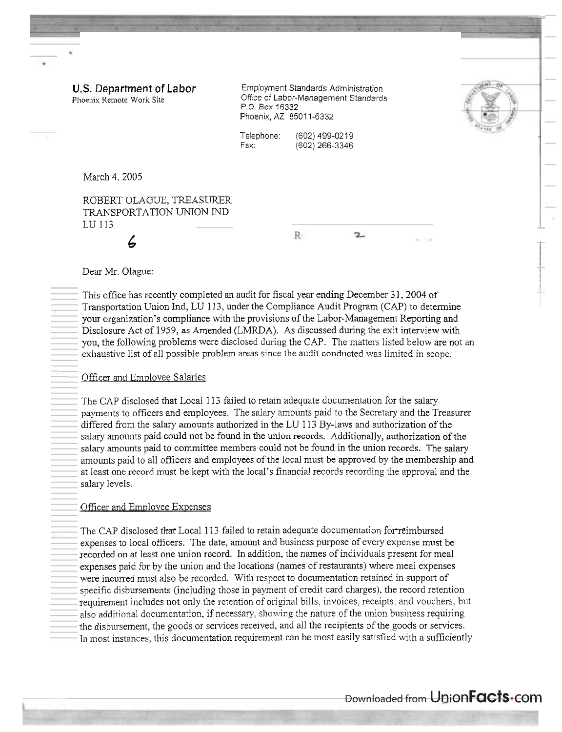**U.S. Department of Labor**
Phoenix Remote Work Site

Employment Standards Administration
Office of Labor-Management Standards
P.O. Box 16332
Phoenix, AZ 85011-6332

Telephone: (602) 499-0219
Fax: (602) 266-3346

March 4, 2005

ROBERT OLAGUE, TREASURER
TRANSPORTATION UNION IND
LU 113

Dear Mr. Olague:

This office has recently completed an audit for fiscal year ending December 31, 2004 of Transportation Union Ind, LU 113, under the Compliance Audit Program (CAP) to determine your organization's compliance with the provisions of the Labor-Management Reporting and Disclosure Act of 1959, as Amended (LMRDA). As discussed during the exit interview with you, the following problems were disclosed during the CAP. The matters listed below are not an exhaustive list of all possible problem areas since the audit conducted was limited in scope.

Officer and Employee Salaries

The CAP disclosed that Local 113 failed to retain adequate documentation for the salary payments to officers and employees. The salary amounts paid to the Secretary and the Treasurer differed from the salary amounts authorized in the LU 113 By-laws and authorization of the salary amounts paid could not be found in the union records. Additionally, authorization of the salary amounts paid to committee members could not be found in the union records. The salary amounts paid to all officers and employees of the local must be approved by the membership and at least one record must be kept with the local's financial records recording the approval and the salary levels.

Officer and Employee Expenses

The CAP disclosed that Local 113 failed to retain adequate documentation for reimbursed expenses to local officers. The date, amount and business purpose of every expense must be recorded on at least one union record. In addition, the names of individuals present for meal expenses paid for by the union and the locations (names of restaurants) where meal expenses were incurred must also be recorded. With respect to documentation retained in support of specific disbursements (including those in payment of credit card charges), the record retention requirement includes not only the retention of original bills, invoices, receipts, and vouchers, but also additional documentation, if necessary, showing the nature of the union business requiring the disbursement, the goods or services received, and all the recipients of the goods or services. In most instances, this documentation requirement can be most easily satisfied with a sufficiently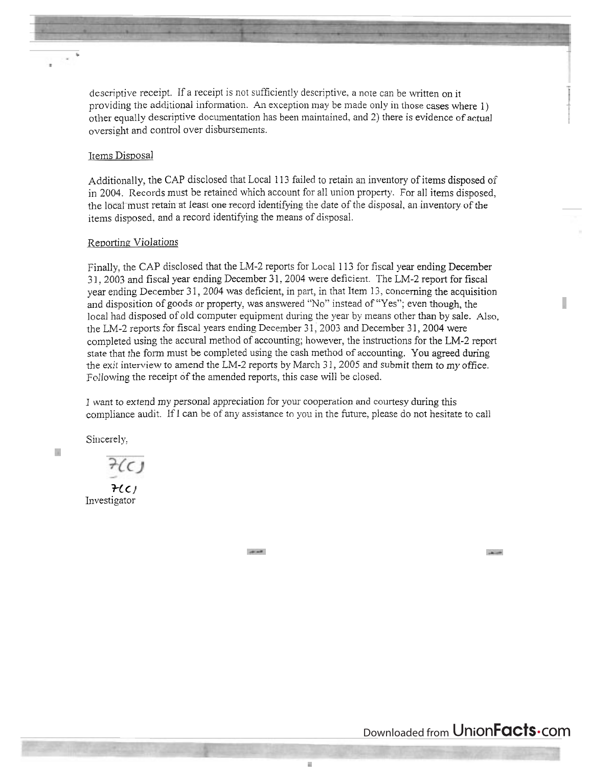descriptive receipt. If a receipt is not sufficiently descriptive, a note can be written on it providing the additional information. An exception may be made only in those cases where 1) other equally descriptive documentation has been maintained, and 2) there is evidence of actual oversight and control over disbursements.

Items Disposal

Additionally, the CAP disclosed that Local 113 failed to retain an inventory of items disposed of in 2004. Records must be retained which account for all union property. For all items disposed, the local must retain at least one record identifying the date of the disposal, an inventory of the items disposed, and a record identifying the means of disposal.

Reporting Violations

Finally, the CAP disclosed that the LM-2 reports for Local 113 for fiscal year ending December 31, 2003 and fiscal year ending December 31, 2004 were deficient. The LM-2 report for fiscal year ending December 31, 2004 was deficient, in part, in that Item 13, concerning the acquisition and disposition of goods or property, was answered "No" instead of "Yes"; even though, the local had disposed of old computer equipment during the year by means other than by sale. Also, the LM-2 reports for fiscal years ending December 31, 2003 and December 31, 2004 were completed using the accural method of accounting; however, the instructions for the LM-2 report state that the form must be completed using the cash method of accounting. You agreed during the exit interview to amend the LM-2 reports by March 31, 2005 and submit them to my office. Following the receipt of the amended reports, this case will be closed.

I want to extend my personal appreciation for your cooperation and courtesy during this compliance audit. If I can be of any assistance to you in the future, please do not hesitate to call

Sincerely,

7(C)

7(C)
Investigator